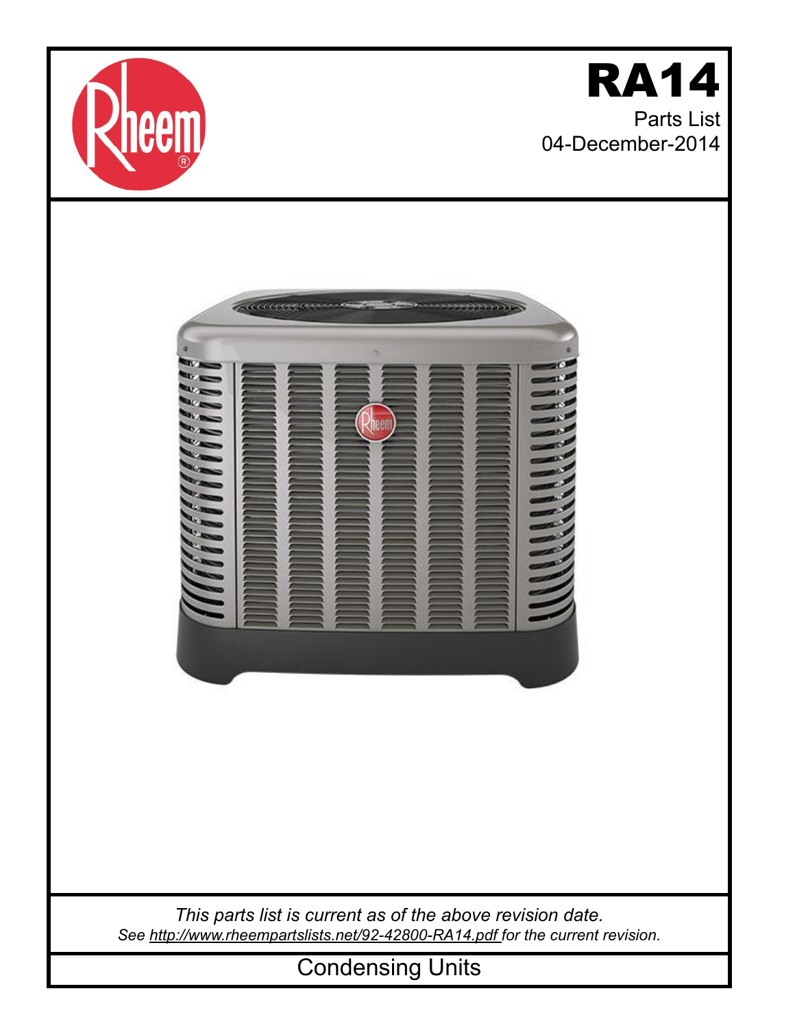# RA14

Parts List
04-December-2014

*This parts list is current as of the above revision date.*
*See http://www.rheempartslists.net/92-42800-RA14.pdf for the current revision.*

Condensing Units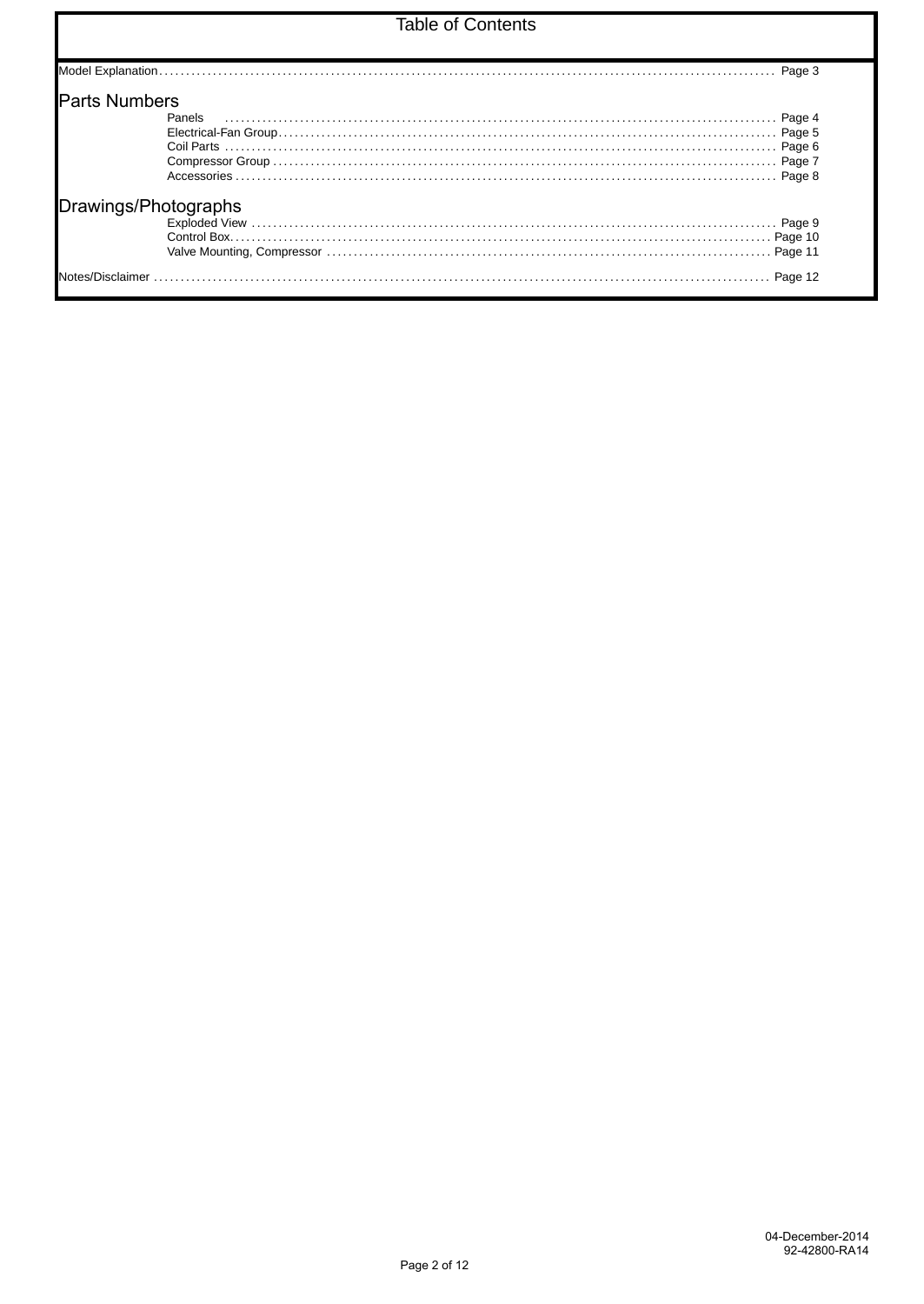# Table of Contents

Model Explanation .......... Page 3

## Parts Numbers

- Panels .......... Page 4
- Electrical-Fan Group .......... Page 5
- Coil Parts .......... Page 6
- Compressor Group .......... Page 7
- Accessories .......... Page 8

## Drawings/Photographs

- Exploded View .......... Page 9
- Control Box .......... Page 10
- Valve Mounting, Compressor .......... Page 11

Notes/Disclaimer .......... Page 12

04-December-2014
92-42800-RA14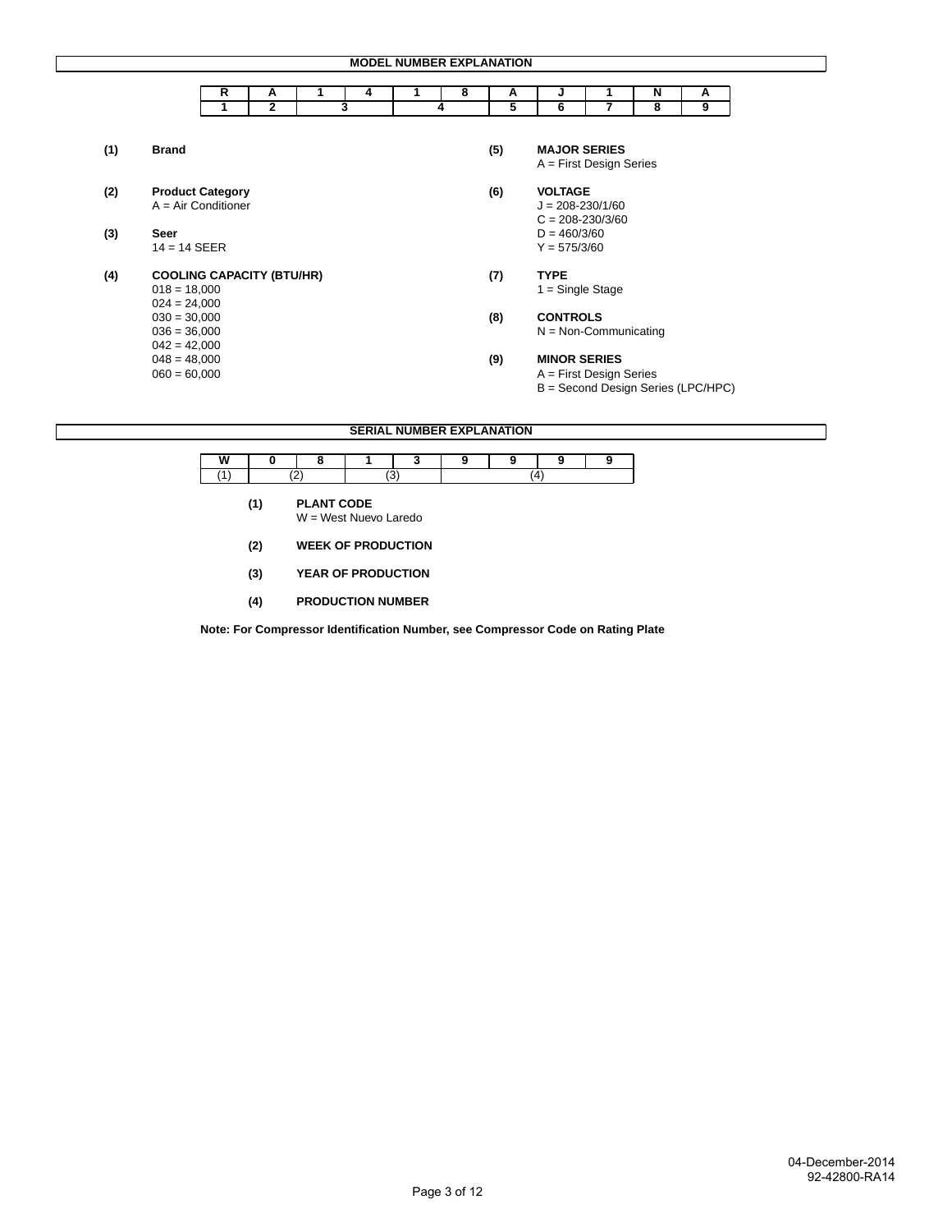## MODEL NUMBER EXPLANATION

| R | A | 1 | 4 | 1 | 8 | A | J | 1 | N | A |
|---|---|---|---|---|---|---|---|---|---|---|
| 1 | 2 | 3 | | 4 | | 5 | 6 | 7 | 8 | 9 |

**(1) Brand**

**(2) Product Category**
A = Air Conditioner

**(3) Seer**
14 = 14 SEER

**(4) COOLING CAPACITY (BTU/HR)**
018 = 18,000
024 = 24,000
030 = 30,000
036 = 36,000
042 = 42,000
048 = 48,000
060 = 60,000

**(5) MAJOR SERIES**
A = First Design Series

**(6) VOLTAGE**
J = 208-230/1/60
C = 208-230/3/60
D = 460/3/60
Y = 575/3/60

**(7) TYPE**
1 = Single Stage

**(8) CONTROLS**
N = Non-Communicating

**(9) MINOR SERIES**
A = First Design Series
B = Second Design Series (LPC/HPC)

## SERIAL NUMBER EXPLANATION

| W | 0 | 8 | 1 | 3 | 9 | 9 | 9 | 9 |
|---|---|---|---|---|---|---|---|---|
| (1) | (2) | | (3) | | (4) | | | |

**(1) PLANT CODE**
W = West Nuevo Laredo

**(2) WEEK OF PRODUCTION**

**(3) YEAR OF PRODUCTION**

**(4) PRODUCTION NUMBER**

**Note: For Compressor Identification Number, see Compressor Code on Rating Plate**

04-December-2014
92-42800-RA14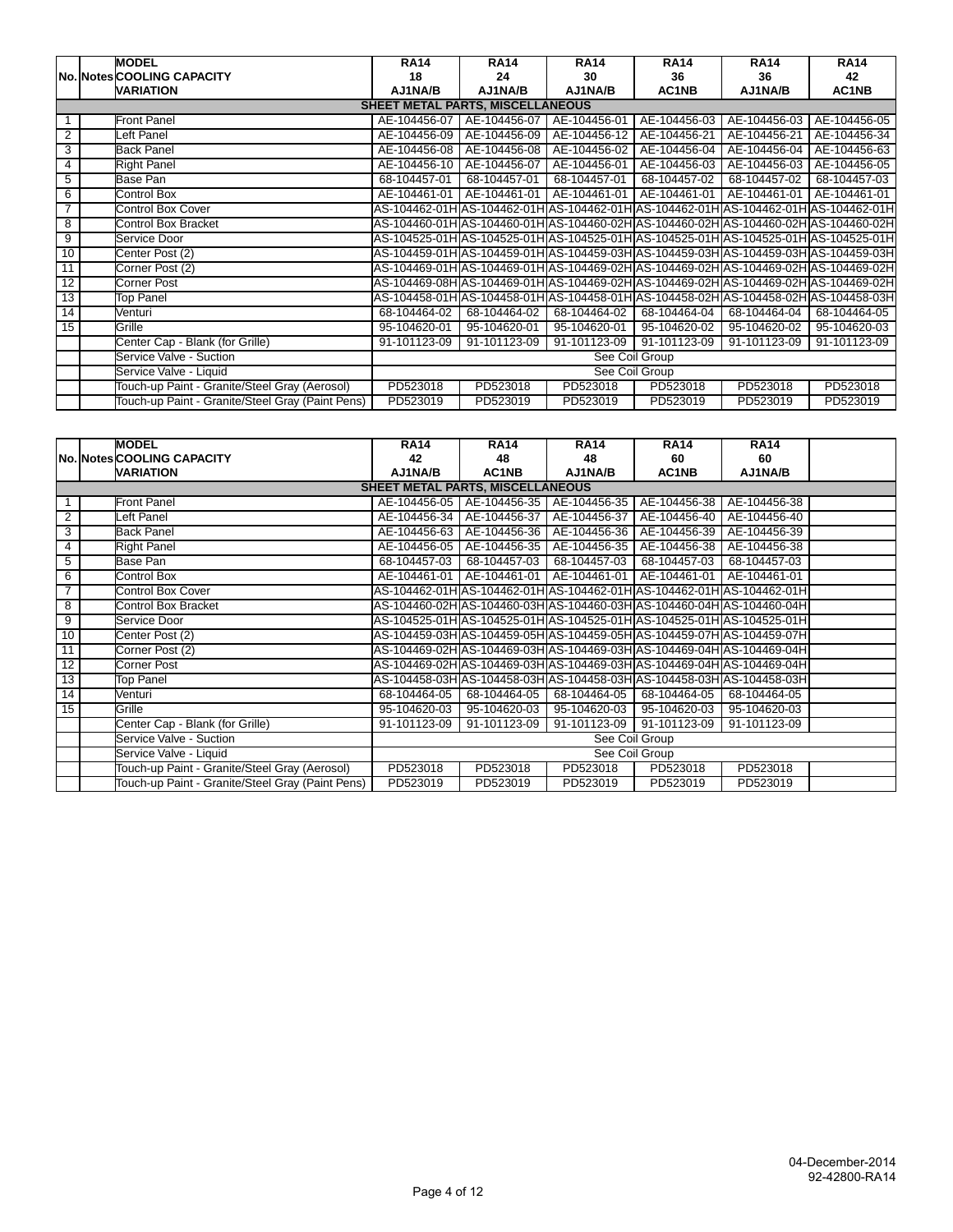| No. | Notes | MODEL<br>COOLING CAPACITY<br>VARIATION | RA14<br>18<br>AJ1NA/B | RA14<br>24<br>AJ1NA/B | RA14<br>30<br>AJ1NA/B | RA14<br>36<br>AC1NB | RA14<br>36<br>AJ1NA/B | RA14<br>42<br>AC1NB |
|---|---|---|---|---|---|---|---|---|
| | | **SHEET METAL PARTS, MISCELLANEOUS** | | | | | | |
| 1 | | Front Panel | AE-104456-07 | AE-104456-07 | AE-104456-01 | AE-104456-03 | AE-104456-03 | AE-104456-05 |
| 2 | | Left Panel | AE-104456-09 | AE-104456-09 | AE-104456-12 | AE-104456-21 | AE-104456-21 | AE-104456-34 |
| 3 | | Back Panel | AE-104456-08 | AE-104456-08 | AE-104456-02 | AE-104456-04 | AE-104456-04 | AE-104456-63 |
| 4 | | Right Panel | AE-104456-10 | AE-104456-07 | AE-104456-01 | AE-104456-03 | AE-104456-03 | AE-104456-05 |
| 5 | | Base Pan | 68-104457-01 | 68-104457-01 | 68-104457-01 | 68-104457-02 | 68-104457-02 | 68-104457-03 |
| 6 | | Control Box | AE-104461-01 | AE-104461-01 | AE-104461-01 | AE-104461-01 | AE-104461-01 | AE-104461-01 |
| 7 | | Control Box Cover | AS-104462-01H | AS-104462-01H | AS-104462-01H | AS-104462-01H | AS-104462-01H | AS-104462-01H |
| 8 | | Control Box Bracket | AS-104460-01H | AS-104460-01H | AS-104460-02H | AS-104460-02H | AS-104460-02H | AS-104460-02H |
| 9 | | Service Door | AS-104525-01H | AS-104525-01H | AS-104525-01H | AS-104525-01H | AS-104525-01H | AS-104525-01H |
| 10 | | Center Post (2) | AS-104459-01H | AS-104459-01H | AS-104459-03H | AS-104459-03H | AS-104459-03H | AS-104459-03H |
| 11 | | Corner Post (2) | AS-104469-01H | AS-104469-01H | AS-104469-02H | AS-104469-02H | AS-104469-02H | AS-104469-02H |
| 12 | | Corner Post | AS-104469-08H | AS-104469-01H | AS-104469-02H | AS-104469-02H | AS-104469-02H | AS-104469-02H |
| 13 | | Top Panel | AS-104458-01H | AS-104458-01H | AS-104458-01H | AS-104458-02H | AS-104458-02H | AS-104458-03H |
| 14 | | Venturi | 68-104464-02 | 68-104464-02 | 68-104464-02 | 68-104464-04 | 68-104464-04 | 68-104464-05 |
| 15 | | Grille | 95-104620-01 | 95-104620-01 | 95-104620-01 | 95-104620-02 | 95-104620-02 | 95-104620-03 |
| | | Center Cap - Blank (for Grille) | 91-101123-09 | 91-101123-09 | 91-101123-09 | 91-101123-09 | 91-101123-09 | 91-101123-09 |
| | | Service Valve - Suction | See Coil Group | | | | | |
| | | Service Valve - Liquid | See Coil Group | | | | | |
| | | Touch-up Paint - Granite/Steel Gray (Aerosol) | PD523018 | PD523018 | PD523018 | PD523018 | PD523018 | PD523018 |
| | | Touch-up Paint - Granite/Steel Gray (Paint Pens) | PD523019 | PD523019 | PD523019 | PD523019 | PD523019 | PD523019 |

| No. | Notes | MODEL<br>COOLING CAPACITY<br>VARIATION | RA14<br>42<br>AJ1NA/B | RA14<br>48<br>AC1NB | RA14<br>48<br>AJ1NA/B | RA14<br>60<br>AC1NB | RA14<br>60<br>AJ1NA/B | |
|---|---|---|---|---|---|---|---|---|
| | | **SHEET METAL PARTS, MISCELLANEOUS** | | | | | | |
| 1 | | Front Panel | AE-104456-05 | AE-104456-35 | AE-104456-35 | AE-104456-38 | AE-104456-38 | |
| 2 | | Left Panel | AE-104456-34 | AE-104456-37 | AE-104456-37 | AE-104456-40 | AE-104456-40 | |
| 3 | | Back Panel | AE-104456-63 | AE-104456-36 | AE-104456-36 | AE-104456-39 | AE-104456-39 | |
| 4 | | Right Panel | AE-104456-05 | AE-104456-35 | AE-104456-35 | AE-104456-38 | AE-104456-38 | |
| 5 | | Base Pan | 68-104457-03 | 68-104457-03 | 68-104457-03 | 68-104457-03 | 68-104457-03 | |
| 6 | | Control Box | AE-104461-01 | AE-104461-01 | AE-104461-01 | AE-104461-01 | AE-104461-01 | |
| 7 | | Control Box Cover | AS-104462-01H | AS-104462-01H | AS-104462-01H | AS-104462-01H | AS-104462-01H | |
| 8 | | Control Box Bracket | AS-104460-02H | AS-104460-03H | AS-104460-03H | AS-104460-04H | AS-104460-04H | |
| 9 | | Service Door | AS-104525-01H | AS-104525-01H | AS-104525-01H | AS-104525-01H | AS-104525-01H | |
| 10 | | Center Post (2) | AS-104459-03H | AS-104459-05H | AS-104459-05H | AS-104459-07H | AS-104459-07H | |
| 11 | | Corner Post (2) | AS-104469-02H | AS-104469-03H | AS-104469-03H | AS-104469-04H | AS-104469-04H | |
| 12 | | Corner Post | AS-104469-02H | AS-104469-03H | AS-104469-03H | AS-104469-04H | AS-104469-04H | |
| 13 | | Top Panel | AS-104458-03H | AS-104458-03H | AS-104458-03H | AS-104458-03H | AS-104458-03H | |
| 14 | | Venturi | 68-104464-05 | 68-104464-05 | 68-104464-05 | 68-104464-05 | 68-104464-05 | |
| 15 | | Grille | 95-104620-03 | 95-104620-03 | 95-104620-03 | 95-104620-03 | 95-104620-03 | |
| | | Center Cap - Blank (for Grille) | 91-101123-09 | 91-101123-09 | 91-101123-09 | 91-101123-09 | 91-101123-09 | |
| | | Service Valve - Suction | See Coil Group | | | | | |
| | | Service Valve - Liquid | See Coil Group | | | | | |
| | | Touch-up Paint - Granite/Steel Gray (Aerosol) | PD523018 | PD523018 | PD523018 | PD523018 | PD523018 | |
| | | Touch-up Paint - Granite/Steel Gray (Paint Pens) | PD523019 | PD523019 | PD523019 | PD523019 | PD523019 | |

04-December-2014
92-42800-RA14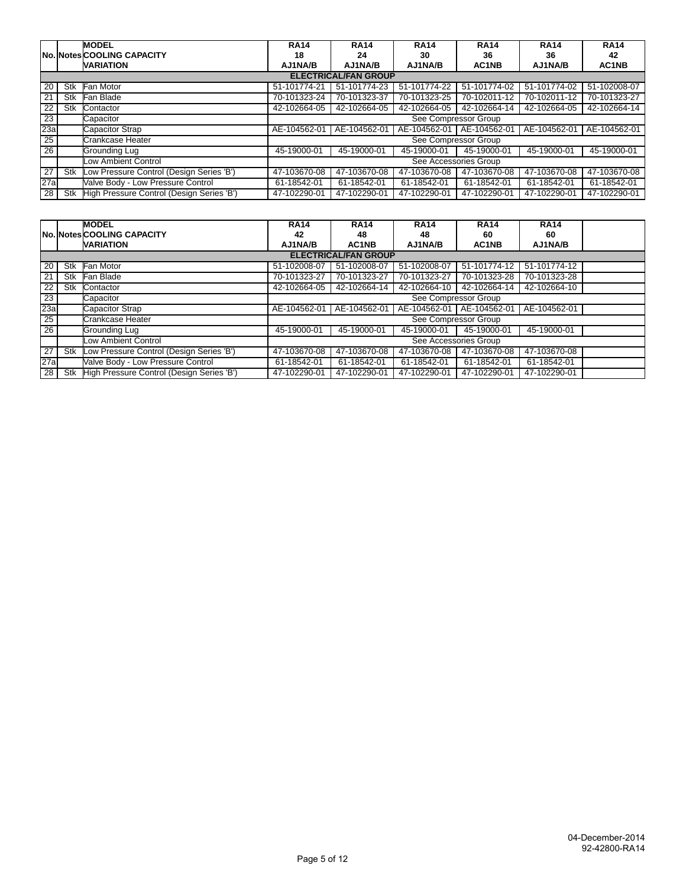| No. | Notes | MODEL<br>COOLING CAPACITY<br>VARIATION | RA14<br>18<br>AJ1NA/B | RA14<br>24<br>AJ1NA/B | RA14<br>30<br>AJ1NA/B | RA14<br>36<br>AC1NB | RA14<br>36<br>AJ1NA/B | RA14<br>42<br>AC1NB |
|---|---|---|---|---|---|---|---|---|
| | | **ELECTRICAL/FAN GROUP** | | | | | | |
| 20 | Stk | Fan Motor | 51-101774-21 | 51-101774-23 | 51-101774-22 | 51-101774-02 | 51-101774-02 | 51-102008-07 |
| 21 | Stk | Fan Blade | 70-101323-24 | 70-101323-37 | 70-101323-25 | 70-102011-12 | 70-102011-12 | 70-101323-27 |
| 22 | Stk | Contactor | 42-102664-05 | 42-102664-05 | 42-102664-05 | 42-102664-14 | 42-102664-05 | 42-102664-14 |
| 23 | | Capacitor | See Compressor Group | | | | | |
| 23a | | Capacitor Strap | AE-104562-01 | AE-104562-01 | AE-104562-01 | AE-104562-01 | AE-104562-01 | AE-104562-01 |
| 25 | | Crankcase Heater | See Compressor Group | | | | | |
| 26 | | Grounding Lug | 45-19000-01 | 45-19000-01 | 45-19000-01 | 45-19000-01 | 45-19000-01 | 45-19000-01 |
| | | Low Ambient Control | See Accessories Group | | | | | |
| 27 | Stk | Low Pressure Control (Design Series 'B') | 47-103670-08 | 47-103670-08 | 47-103670-08 | 47-103670-08 | 47-103670-08 | 47-103670-08 |
| 27a | | Valve Body - Low Pressure Control | 61-18542-01 | 61-18542-01 | 61-18542-01 | 61-18542-01 | 61-18542-01 | 61-18542-01 |
| 28 | Stk | High Pressure Control (Design Series 'B') | 47-102290-01 | 47-102290-01 | 47-102290-01 | 47-102290-01 | 47-102290-01 | 47-102290-01 |

| No. | Notes | MODEL<br>COOLING CAPACITY<br>VARIATION | RA14<br>42<br>AJ1NA/B | RA14<br>48<br>AC1NB | RA14<br>48<br>AJ1NA/B | RA14<br>60<br>AC1NB | RA14<br>60<br>AJ1NA/B | |
|---|---|---|---|---|---|---|---|---|
| | | **ELECTRICAL/FAN GROUP** | | | | | | |
| 20 | Stk | Fan Motor | 51-102008-07 | 51-102008-07 | 51-102008-07 | 51-101774-12 | 51-101774-12 | |
| 21 | Stk | Fan Blade | 70-101323-27 | 70-101323-27 | 70-101323-27 | 70-101323-28 | 70-101323-28 | |
| 22 | Stk | Contactor | 42-102664-05 | 42-102664-14 | 42-102664-10 | 42-102664-14 | 42-102664-10 | |
| 23 | | Capacitor | See Compressor Group | | | | | |
| 23a | | Capacitor Strap | AE-104562-01 | AE-104562-01 | AE-104562-01 | AE-104562-01 | AE-104562-01 | |
| 25 | | Crankcase Heater | See Compressor Group | | | | | |
| 26 | | Grounding Lug | 45-19000-01 | 45-19000-01 | 45-19000-01 | 45-19000-01 | 45-19000-01 | |
| | | Low Ambient Control | See Accessories Group | | | | | |
| 27 | Stk | Low Pressure Control (Design Series 'B') | 47-103670-08 | 47-103670-08 | 47-103670-08 | 47-103670-08 | 47-103670-08 | |
| 27a | | Valve Body - Low Pressure Control | 61-18542-01 | 61-18542-01 | 61-18542-01 | 61-18542-01 | 61-18542-01 | |
| 28 | Stk | High Pressure Control (Design Series 'B') | 47-102290-01 | 47-102290-01 | 47-102290-01 | 47-102290-01 | 47-102290-01 | |

04-December-2014
92-42800-RA14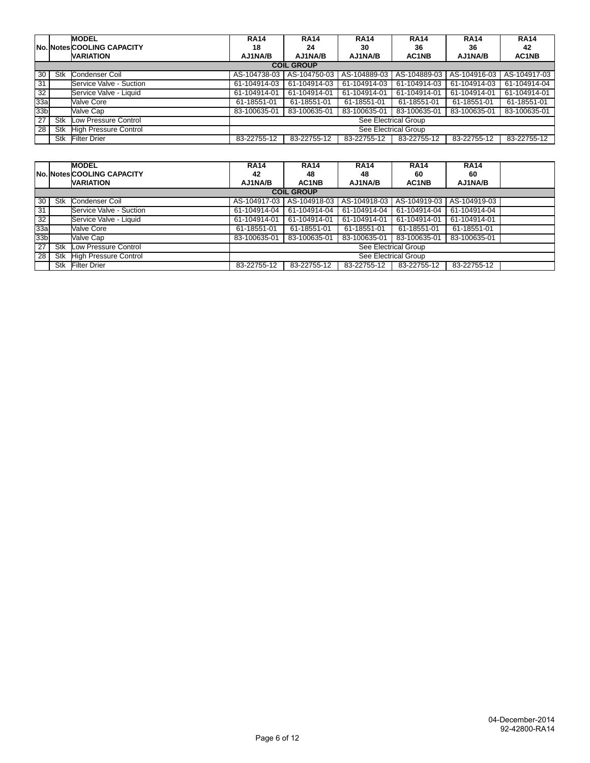| No. | Notes | MODEL<br>COOLING CAPACITY<br>VARIATION | RA14<br>18<br>AJ1NA/B | RA14<br>24<br>AJ1NA/B | RA14<br>30<br>AJ1NA/B | RA14<br>36<br>AC1NB | RA14<br>36<br>AJ1NA/B | RA14<br>42<br>AC1NB |
|---|---|---|---|---|---|---|---|---|
| | | | | | COIL GROUP | | | |
| 30 | Stk | Condenser Coil | AS-104738-03 | AS-104750-03 | AS-104889-03 | AS-104889-03 | AS-104916-03 | AS-104917-03 |
| 31 | | Service Valve - Suction | 61-104914-03 | 61-104914-03 | 61-104914-03 | 61-104914-03 | 61-104914-03 | 61-104914-04 |
| 32 | | Service Valve - Liquid | 61-104914-01 | 61-104914-01 | 61-104914-01 | 61-104914-01 | 61-104914-01 | 61-104914-01 |
| 33a | | Valve Core | 61-18551-01 | 61-18551-01 | 61-18551-01 | 61-18551-01 | 61-18551-01 | 61-18551-01 |
| 33b | | Valve Cap | 83-100635-01 | 83-100635-01 | 83-100635-01 | 83-100635-01 | 83-100635-01 | 83-100635-01 |
| 27 | Stk | Low Pressure Control | | | See Electrical Group | | | |
| 28 | Stk | High Pressure Control | | | See Electrical Group | | | |
| | Stk | Filter Drier | 83-22755-12 | 83-22755-12 | 83-22755-12 | 83-22755-12 | 83-22755-12 | 83-22755-12 |

| No. | Notes | MODEL<br>COOLING CAPACITY<br>VARIATION | RA14<br>42<br>AJ1NA/B | RA14<br>48<br>AC1NB | RA14<br>48<br>AJ1NA/B | RA14<br>60<br>AC1NB | RA14<br>60<br>AJ1NA/B | |
|---|---|---|---|---|---|---|---|---|
| | | | | | COIL GROUP | | | |
| 30 | Stk | Condenser Coil | AS-104917-03 | AS-104918-03 | AS-104918-03 | AS-104919-03 | AS-104919-03 | |
| 31 | | Service Valve - Suction | 61-104914-04 | 61-104914-04 | 61-104914-04 | 61-104914-04 | 61-104914-04 | |
| 32 | | Service Valve - Liquid | 61-104914-01 | 61-104914-01 | 61-104914-01 | 61-104914-01 | 61-104914-01 | |
| 33a | | Valve Core | 61-18551-01 | 61-18551-01 | 61-18551-01 | 61-18551-01 | 61-18551-01 | |
| 33b | | Valve Cap | 83-100635-01 | 83-100635-01 | 83-100635-01 | 83-100635-01 | 83-100635-01 | |
| 27 | Stk | Low Pressure Control | | | See Electrical Group | | | |
| 28 | Stk | High Pressure Control | | | See Electrical Group | | | |
| | Stk | Filter Drier | 83-22755-12 | 83-22755-12 | 83-22755-12 | 83-22755-12 | 83-22755-12 | |

04-December-2014
92-42800-RA14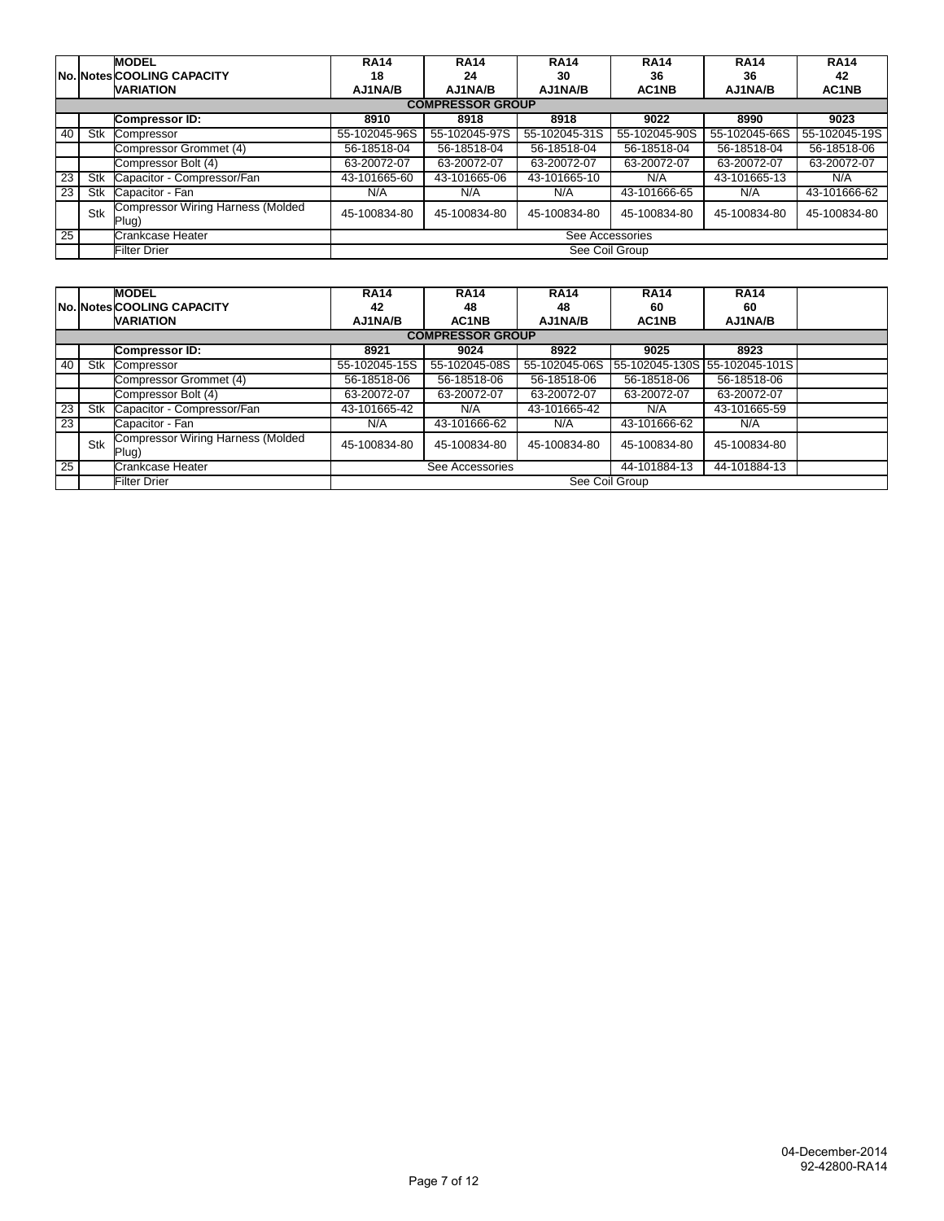| No. | Notes | MODEL<br>COOLING CAPACITY<br>VARIATION | RA14<br>18<br>AJ1NA/B | RA14<br>24<br>AJ1NA/B | RA14<br>30<br>AJ1NA/B | RA14<br>36<br>AC1NB | RA14<br>36<br>AJ1NA/B | RA14<br>42<br>AC1NB |
|---|---|---|---|---|---|---|---|---|
| | | **COMPRESSOR GROUP** | | | | | | |
| | | **Compressor ID:** | **8910** | **8918** | **8918** | **9022** | **8990** | **9023** |
| 40 | Stk | Compressor | 55-102045-96S | 55-102045-97S | 55-102045-31S | 55-102045-90S | 55-102045-66S | 55-102045-19S |
| | | Compressor Grommet (4) | 56-18518-04 | 56-18518-04 | 56-18518-04 | 56-18518-04 | 56-18518-04 | 56-18518-06 |
| | | Compressor Bolt (4) | 63-20072-07 | 63-20072-07 | 63-20072-07 | 63-20072-07 | 63-20072-07 | 63-20072-07 |
| 23 | Stk | Capacitor - Compressor/Fan | 43-101665-60 | 43-101665-06 | 43-101665-10 | N/A | 43-101665-13 | N/A |
| 23 | Stk | Capacitor - Fan | N/A | N/A | N/A | 43-101666-65 | N/A | 43-101666-62 |
| | Stk | Compressor Wiring Harness (Molded Plug) | 45-100834-80 | 45-100834-80 | 45-100834-80 | 45-100834-80 | 45-100834-80 | 45-100834-80 |
| 25 | | Crankcase Heater | See Accessories | | | | | |
| | | Filter Drier | See Coil Group | | | | | |

| No. | Notes | MODEL<br>COOLING CAPACITY<br>VARIATION | RA14<br>42<br>AJ1NA/B | RA14<br>48<br>AC1NB | RA14<br>48<br>AJ1NA/B | RA14<br>60<br>AC1NB | RA14<br>60<br>AJ1NA/B | |
|---|---|---|---|---|---|---|---|---|
| | | **COMPRESSOR GROUP** | | | | | | |
| | | **Compressor ID:** | **8921** | **9024** | **8922** | **9025** | **8923** | |
| 40 | Stk | Compressor | 55-102045-15S | 55-102045-08S | 55-102045-06S | 55-102045-130S | 55-102045-101S | |
| | | Compressor Grommet (4) | 56-18518-06 | 56-18518-06 | 56-18518-06 | 56-18518-06 | 56-18518-06 | |
| | | Compressor Bolt (4) | 63-20072-07 | 63-20072-07 | 63-20072-07 | 63-20072-07 | 63-20072-07 | |
| 23 | Stk | Capacitor - Compressor/Fan | 43-101665-42 | N/A | 43-101665-42 | N/A | 43-101665-59 | |
| 23 | | Capacitor - Fan | N/A | 43-101666-62 | N/A | 43-101666-62 | N/A | |
| | Stk | Compressor Wiring Harness (Molded Plug) | 45-100834-80 | 45-100834-80 | 45-100834-80 | 45-100834-80 | 45-100834-80 | |
| 25 | | Crankcase Heater | See Accessories | | | 44-101884-13 | 44-101884-13 | |
| | | Filter Drier | See Coil Group | | | | | |

04-December-2014
92-42800-RA14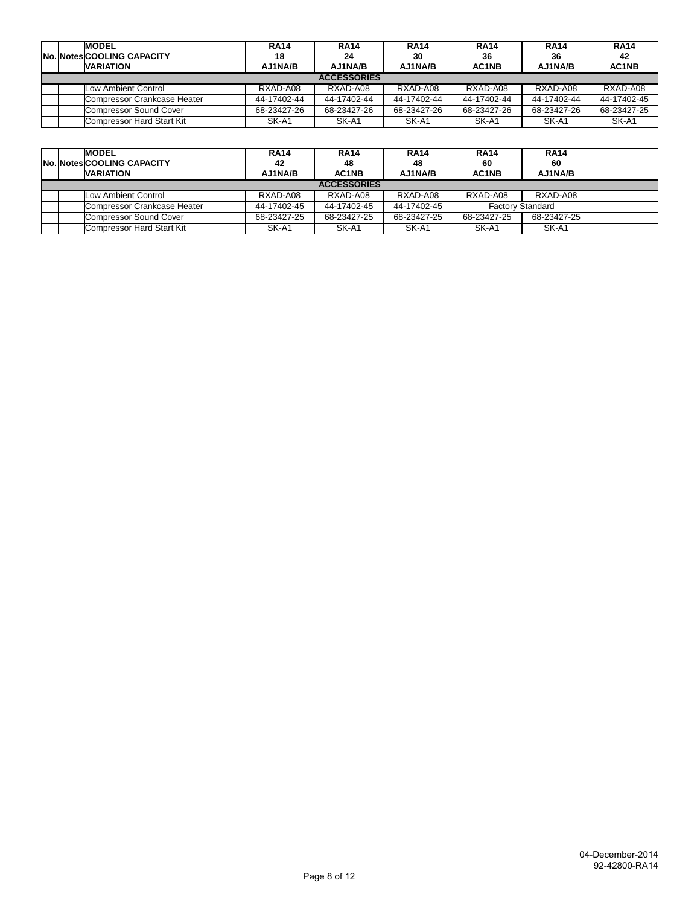| No. | Notes | MODEL<br>COOLING CAPACITY<br>VARIATION | RA14<br>18<br>AJ1NA/B | RA14<br>24<br>AJ1NA/B | RA14<br>30<br>AJ1NA/B | RA14<br>36<br>AC1NB | RA14<br>36<br>AJ1NA/B | RA14<br>42<br>AC1NB |
|---|---|---|---|---|---|---|---|---|
| **ACCESSORIES** | | | | | | | | |
| | | Low Ambient Control | RXAD-A08 | RXAD-A08 | RXAD-A08 | RXAD-A08 | RXAD-A08 | RXAD-A08 |
| | | Compressor Crankcase Heater | 44-17402-44 | 44-17402-44 | 44-17402-44 | 44-17402-44 | 44-17402-44 | 44-17402-45 |
| | | Compressor Sound Cover | 68-23427-26 | 68-23427-26 | 68-23427-26 | 68-23427-26 | 68-23427-26 | 68-23427-25 |
| | | Compressor Hard Start Kit | SK-A1 | SK-A1 | SK-A1 | SK-A1 | SK-A1 | SK-A1 |

| No. | Notes | MODEL<br>COOLING CAPACITY<br>VARIATION | RA14<br>42<br>AJ1NA/B | RA14<br>48<br>AC1NB | RA14<br>48<br>AJ1NA/B | RA14<br>60<br>AC1NB | RA14<br>60<br>AJ1NA/B | |
|---|---|---|---|---|---|---|---|---|
| **ACCESSORIES** | | | | | | | | |
| | | Low Ambient Control | RXAD-A08 | RXAD-A08 | RXAD-A08 | RXAD-A08 | RXAD-A08 | |
| | | Compressor Crankcase Heater | 44-17402-45 | 44-17402-45 | 44-17402-45 | Factory Standard | | |
| | | Compressor Sound Cover | 68-23427-25 | 68-23427-25 | 68-23427-25 | 68-23427-25 | 68-23427-25 | |
| | | Compressor Hard Start Kit | SK-A1 | SK-A1 | SK-A1 | SK-A1 | SK-A1 | |

04-December-2014
92-42800-RA14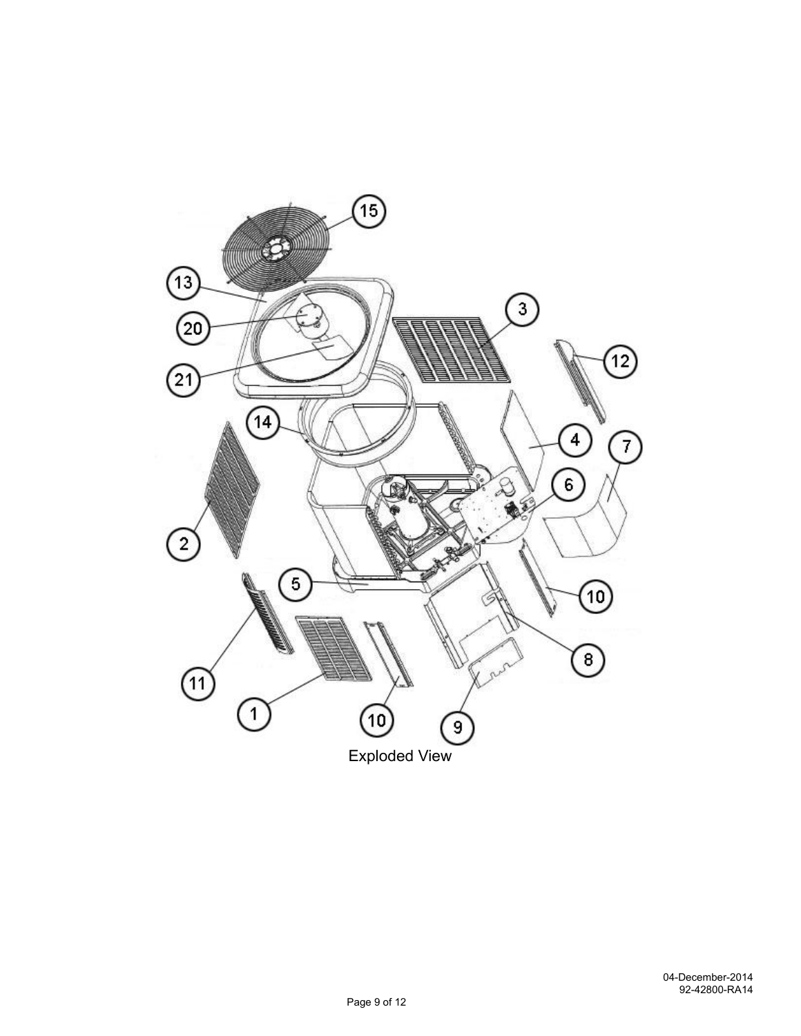Exploded View

04-December-2014
92-42800-RA14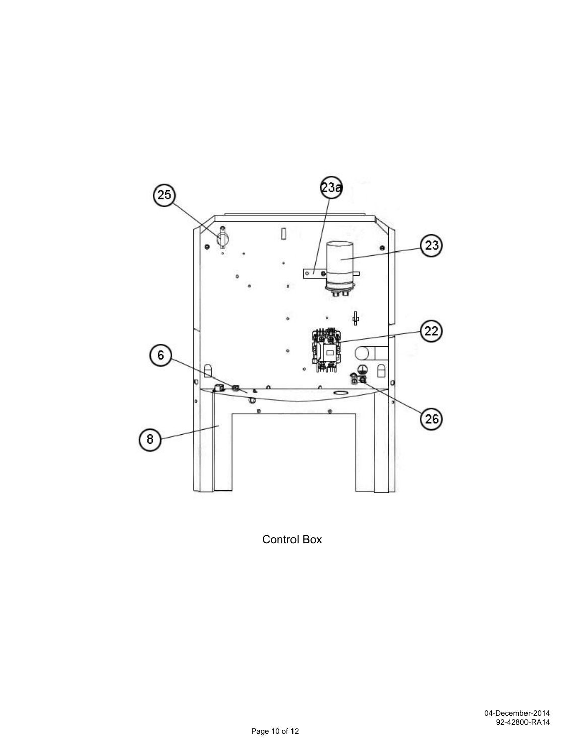Control Box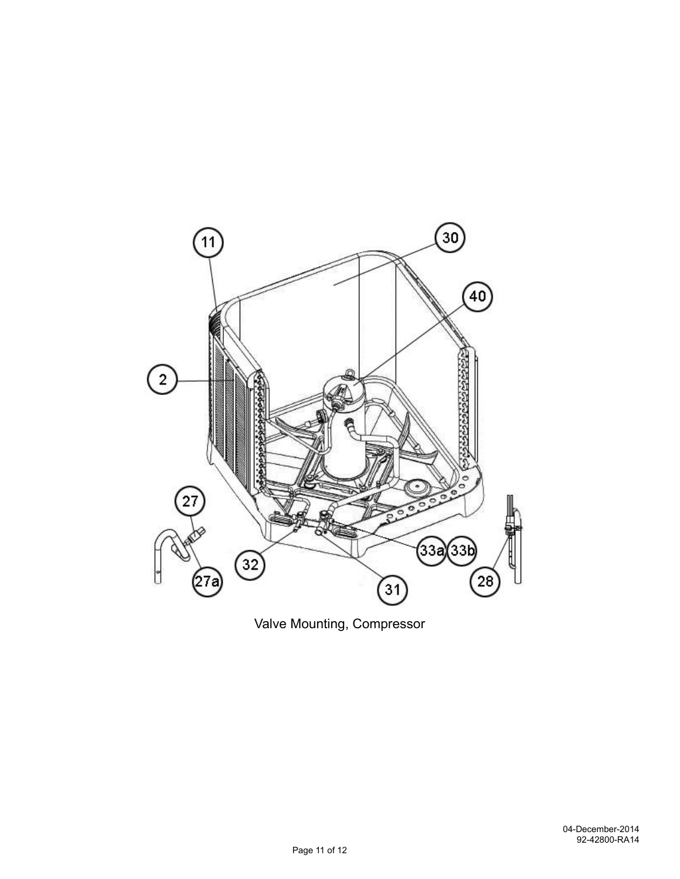Valve Mounting, Compressor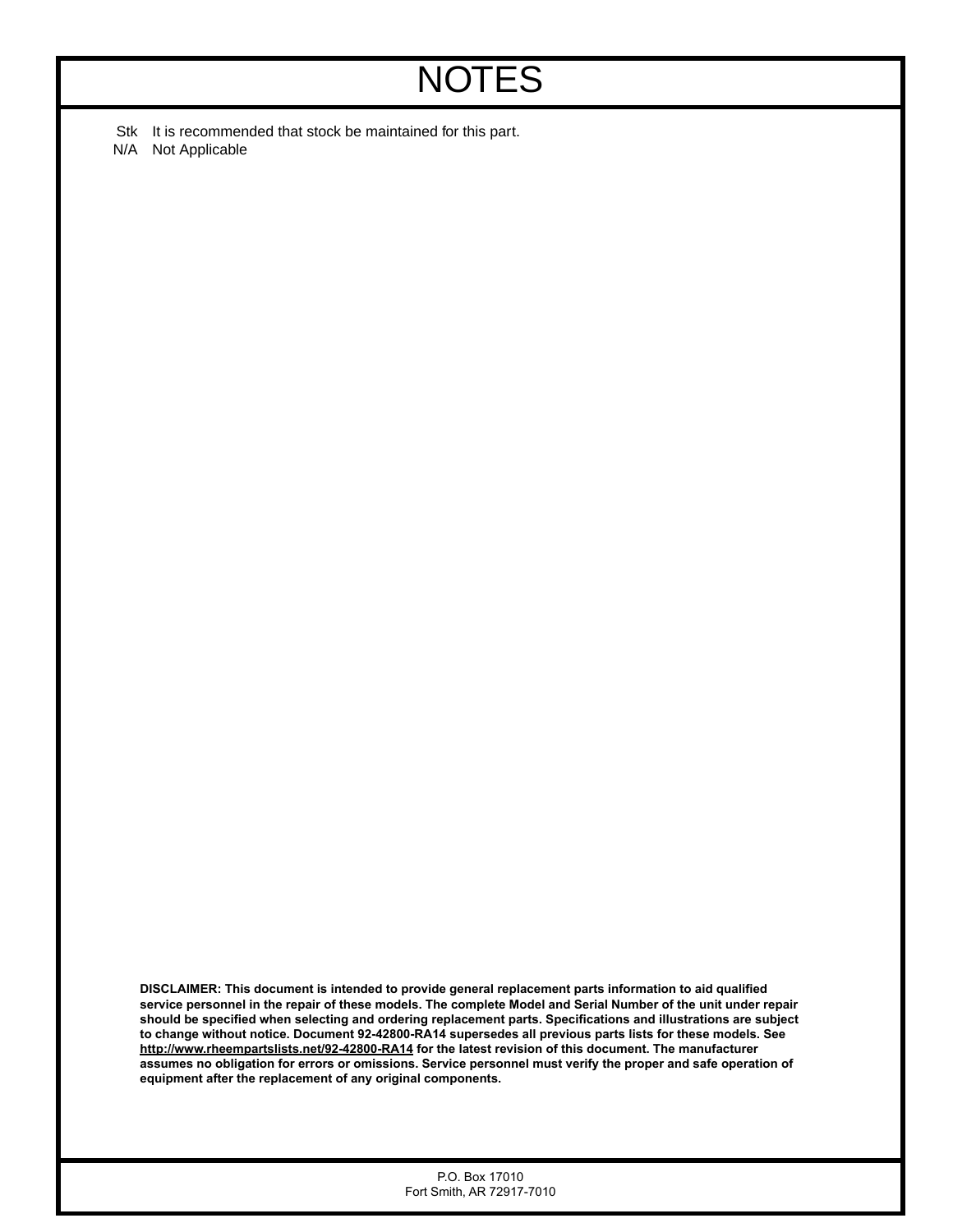# NOTES

| | |
|---|---|
| Stk | It is recommended that stock be maintained for this part. |
| N/A | Not Applicable |

**DISCLAIMER: This document is intended to provide general replacement parts information to aid qualified service personnel in the repair of these models. The complete Model and Serial Number of the unit under repair should be specified when selecting and ordering replacement parts. Specifications and illustrations are subject to change without notice. Document 92-42800-RA14 supersedes all previous parts lists for these models. See http://www.rheempartslists.net/92-42800-RA14 for the latest revision of this document. The manufacturer assumes no obligation for errors or omissions. Service personnel must verify the proper and safe operation of equipment after the replacement of any original components.**

P.O. Box 17010
Fort Smith, AR 72917-7010